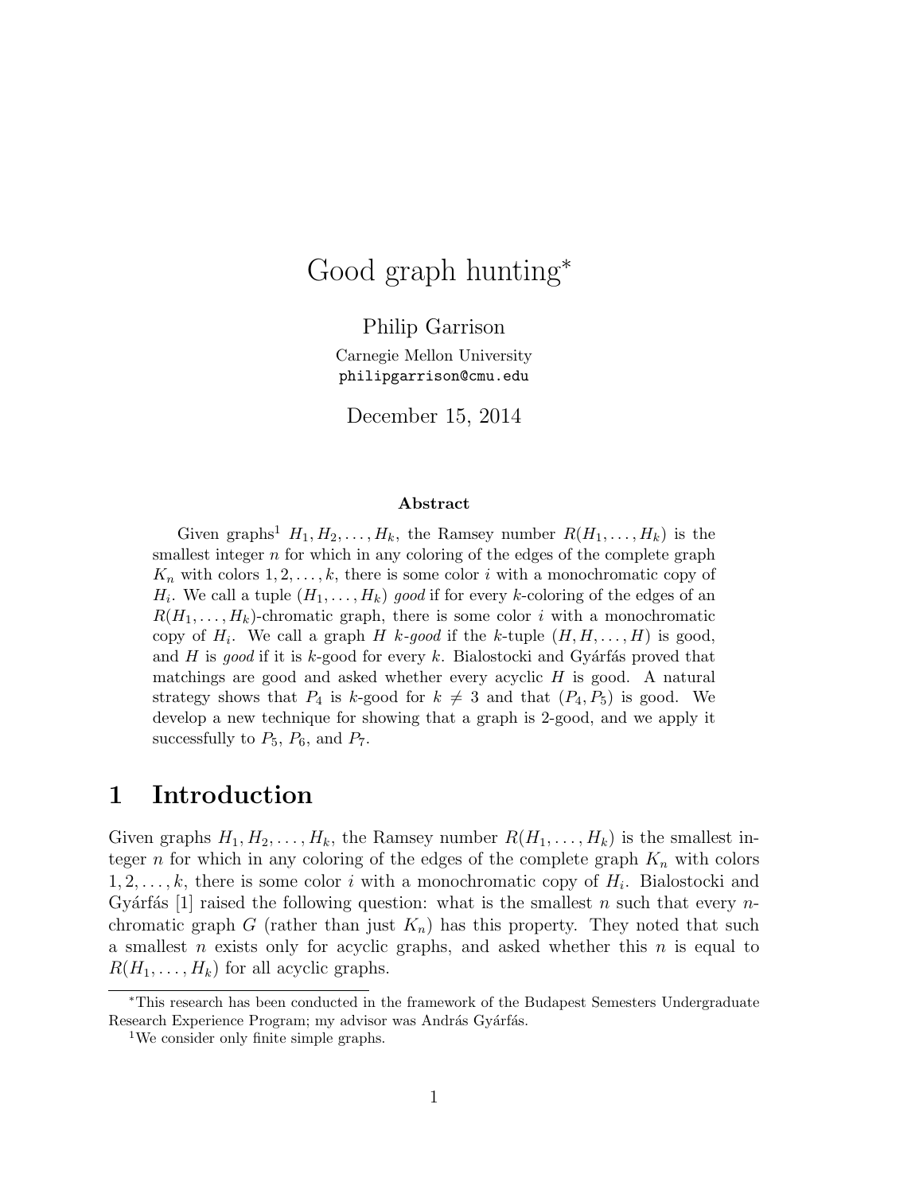# Good graph hunting*

Philip Garrison

Carnegie Mellon University

philipgarrison@cmu.edu

December 15, 2014

### Abstract

Given graphs[1] $H_1, H_2, \ldots, H_k$, the Ramsey number $R(H_1, \ldots, H_k)$ is the smallest integer $n$ for which in any coloring of the edges of the complete graph $K_n$ with colors $1, 2, \ldots, k$, there is some color $i$ with a monochromatic copy of $H_i$. We call a tuple $(H_1, \ldots, H_k)$ *good* if for every $k$-coloring of the edges of an $R(H_1, \ldots, H_k)$-chromatic graph, there is some color $i$ with a monochromatic copy of $H_i$. We call a graph $H$ *$k$-good* if the $k$-tuple $(H, H, \ldots, H)$ is good, and $H$ is *good* if it is $k$-good for every $k$. Bialostocki and Gyárfás proved that matchings are good and asked whether every acyclic $H$ is good. A natural strategy shows that $P_4$ is $k$-good for $k \neq 3$ and that $(P_4, P_5)$ is good. We develop a new technique for showing that a graph is 2-good, and we apply it successfully to $P_5$, $P_6$, and $P_7$.

## 1 Introduction

Given graphs $H_1, H_2, \ldots, H_k$, the Ramsey number $R(H_1, \ldots, H_k)$ is the smallest integer $n$ for which in any coloring of the edges of the complete graph $K_n$ with colors $1, 2, \ldots, k$, there is some color $i$ with a monochromatic copy of $H_i$. Bialostocki and Gyárfás [1] raised the following question: what is the smallest $n$ such that every $n$-chromatic graph $G$ (rather than just $K_n$) has this property. They noted that such a smallest $n$ exists only for acyclic graphs, and asked whether this $n$ is equal to $R(H_1, \ldots, H_k)$ for all acyclic graphs.

*This research has been conducted in the framework of the Budapest Semesters Undergraduate Research Experience Program; my advisor was András Gyárfás.

[1]We consider only finite simple graphs.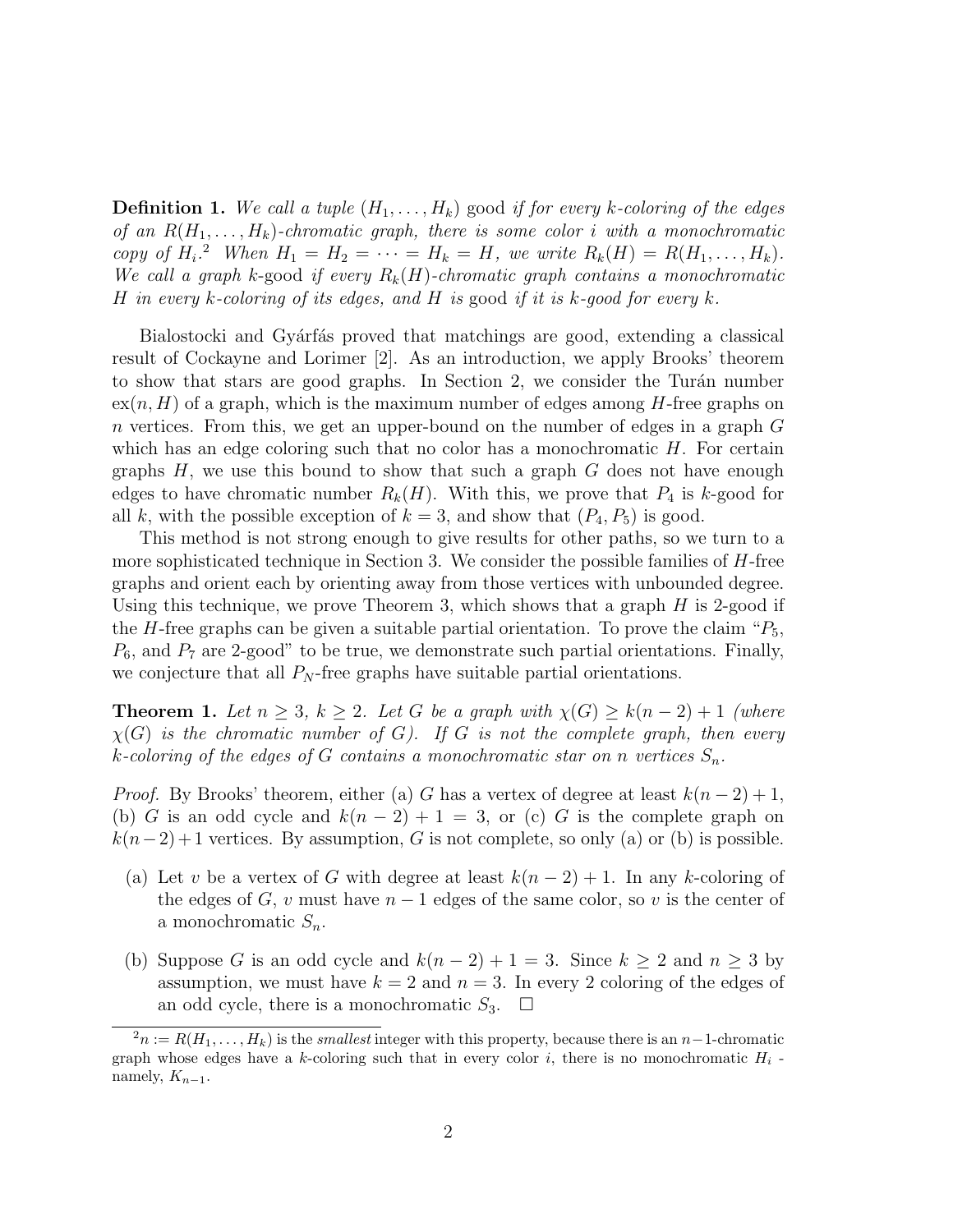**Definition 1.** *We call a tuple $(H_1, \ldots, H_k)$* good *if for every $k$-coloring of the edges of an $R(H_1, \ldots, H_k)$-chromatic graph, there is some color $i$ with a monochromatic copy of $H_i$.*[2] *When $H_1 = H_2 = \cdots = H_k = H$, we write $R_k(H) = R(H_1, \ldots, H_k)$. We call a graph $k$*-good *if every $R_k(H)$-chromatic graph contains a monochromatic $H$ in every $k$-coloring of its edges, and $H$ is* good *if it is $k$-good for every $k$.*

Bialostocki and Gyárfás proved that matchings are good, extending a classical result of Cockayne and Lorimer [2]. As an introduction, we apply Brooks' theorem to show that stars are good graphs. In Section 2, we consider the Turán number $\text{ex}(n, H)$ of a graph, which is the maximum number of edges among $H$-free graphs on $n$ vertices. From this, we get an upper-bound on the number of edges in a graph $G$ which has an edge coloring such that no color has a monochromatic $H$. For certain graphs $H$, we use this bound to show that such a graph $G$ does not have enough edges to have chromatic number $R_k(H)$. With this, we prove that $P_4$ is $k$-good for all $k$, with the possible exception of $k = 3$, and show that $(P_4, P_5)$ is good.

This method is not strong enough to give results for other paths, so we turn to a more sophisticated technique in Section 3. We consider the possible families of $H$-free graphs and orient each by orienting away from those vertices with unbounded degree. Using this technique, we prove Theorem 3, which shows that a graph $H$ is 2-good if the $H$-free graphs can be given a suitable partial orientation. To prove the claim "$P_5$, $P_6$, and $P_7$ are 2-good" to be true, we demonstrate such partial orientations. Finally, we conjecture that all $P_N$-free graphs have suitable partial orientations.

**Theorem 1.** *Let $n \geq 3$, $k \geq 2$. Let $G$ be a graph with $\chi(G) \geq k(n-2)+1$ (where $\chi(G)$ is the chromatic number of $G$). If $G$ is not the complete graph, then every $k$-coloring of the edges of $G$ contains a monochromatic star on $n$ vertices $S_n$.*

*Proof.* By Brooks' theorem, either (a) $G$ has a vertex of degree at least $k(n-2)+1$, (b) $G$ is an odd cycle and $k(n-2)+1 = 3$, or (c) $G$ is the complete graph on $k(n-2)+1$ vertices. By assumption, $G$ is not complete, so only (a) or (b) is possible.

(a) Let $v$ be a vertex of $G$ with degree at least $k(n-2)+1$. In any $k$-coloring of the edges of $G$, $v$ must have $n-1$ edges of the same color, so $v$ is the center of a monochromatic $S_n$.

(b) Suppose $G$ is an odd cycle and $k(n-2)+1 = 3$. Since $k \geq 2$ and $n \geq 3$ by assumption, we must have $k = 2$ and $n = 3$. In every 2 coloring of the edges of an odd cycle, there is a monochromatic $S_3$. □

[2] $n := R(H_1, \ldots, H_k)$ is the *smallest* integer with this property, because there is an $n-1$-chromatic graph whose edges have a $k$-coloring such that in every color $i$, there is no monochromatic $H_i$ - namely, $K_{n-1}$.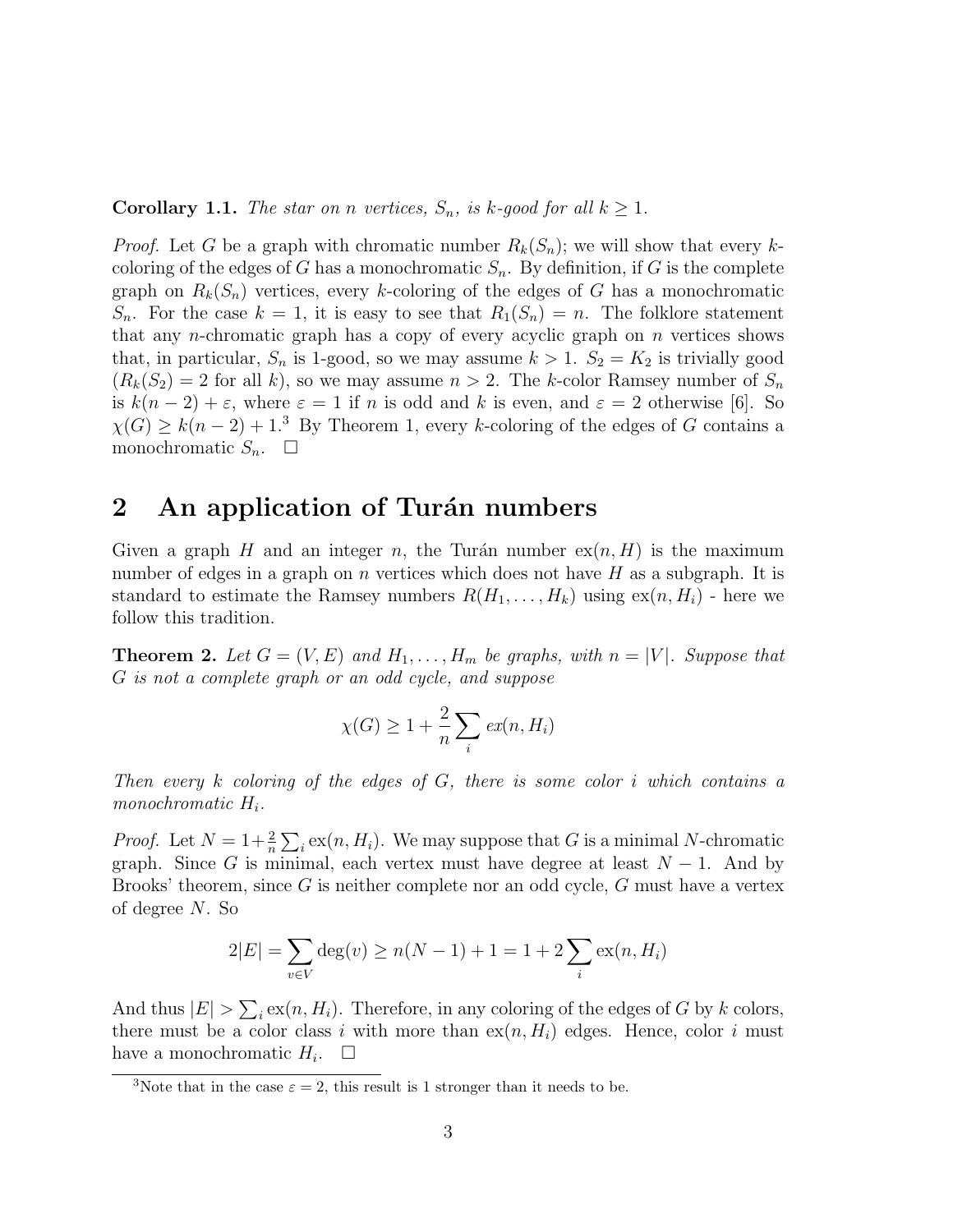**Corollary 1.1.** *The star on $n$ vertices, $S_n$, is $k$-good for all $k \geq 1$.*

*Proof.* Let $G$ be a graph with chromatic number $R_k(S_n)$; we will show that every $k$-coloring of the edges of $G$ has a monochromatic $S_n$. By definition, if $G$ is the complete graph on $R_k(S_n)$ vertices, every $k$-coloring of the edges of $G$ has a monochromatic $S_n$. For the case $k = 1$, it is easy to see that $R_1(S_n) = n$. The folklore statement that any $n$-chromatic graph has a copy of every acyclic graph on $n$ vertices shows that, in particular, $S_n$ is 1-good, so we may assume $k > 1$. $S_2 = K_2$ is trivially good ($R_k(S_2) = 2$ for all $k$), so we may assume $n > 2$. The $k$-color Ramsey number of $S_n$ is $k(n-2) + \varepsilon$, where $\varepsilon = 1$ if $n$ is odd and $k$ is even, and $\varepsilon = 2$ otherwise [6]. So $\chi(G) \geq k(n-2) + 1$.[3] By Theorem 1, every $k$-coloring of the edges of $G$ contains a monochromatic $S_n$. $\square$

## 2 An application of Turán numbers

Given a graph $H$ and an integer $n$, the Turán number $\text{ex}(n, H)$ is the maximum number of edges in a graph on $n$ vertices which does not have $H$ as a subgraph. It is standard to estimate the Ramsey numbers $R(H_1, \ldots, H_k)$ using $\text{ex}(n, H_i)$ - here we follow this tradition.

**Theorem 2.** *Let $G = (V, E)$ and $H_1, \ldots, H_m$ be graphs, with $n = |V|$. Suppose that $G$ is not a complete graph or an odd cycle, and suppose*

$$\chi(G) \geq 1 + \frac{2}{n} \sum_i ex(n, H_i)$$

*Then every $k$ coloring of the edges of $G$, there is some color $i$ which contains a monochromatic $H_i$.*

*Proof.* Let $N = 1 + \frac{2}{n} \sum_i \text{ex}(n, H_i)$. We may suppose that $G$ is a minimal $N$-chromatic graph. Since $G$ is minimal, each vertex must have degree at least $N - 1$. And by Brooks' theorem, since $G$ is neither complete nor an odd cycle, $G$ must have a vertex of degree $N$. So

$$2|E| = \sum_{v \in V} \deg(v) \geq n(N-1) + 1 = 1 + 2 \sum_i \text{ex}(n, H_i)$$

And thus $|E| > \sum_i \text{ex}(n, H_i)$. Therefore, in any coloring of the edges of $G$ by $k$ colors, there must be a color class $i$ with more than $\text{ex}(n, H_i)$ edges. Hence, color $i$ must have a monochromatic $H_i$. $\square$

[3] Note that in the case $\varepsilon = 2$, this result is 1 stronger than it needs to be.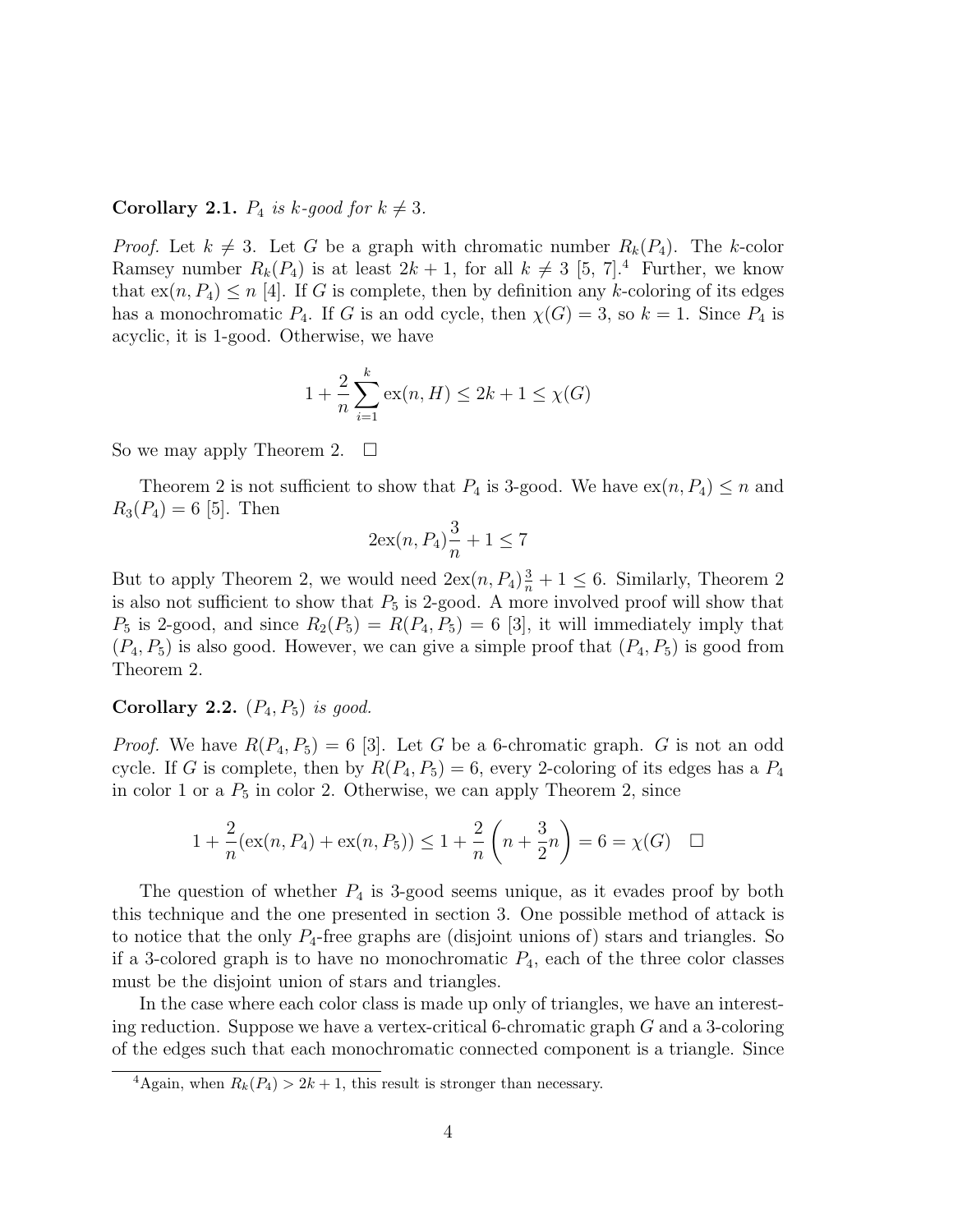**Corollary 2.1.** *$P_4$ is $k$-good for $k \neq 3$.*

*Proof.* Let $k \neq 3$. Let $G$ be a graph with chromatic number $R_k(P_4)$. The $k$-color Ramsey number $R_k(P_4)$ is at least $2k+1$, for all $k \neq 3$ [5, 7].[4] Further, we know that $\text{ex}(n, P_4) \leq n$ [4]. If $G$ is complete, then by definition any $k$-coloring of its edges has a monochromatic $P_4$. If $G$ is an odd cycle, then $\chi(G) = 3$, so $k = 1$. Since $P_4$ is acyclic, it is 1-good. Otherwise, we have

$$1 + \frac{2}{n} \sum_{i=1}^{k} \text{ex}(n, H) \leq 2k + 1 \leq \chi(G)$$

So we may apply Theorem 2. $\square$

Theorem 2 is not sufficient to show that $P_4$ is 3-good. We have $\text{ex}(n, P_4) \leq n$ and $R_3(P_4) = 6$ [5]. Then

$$2\text{ex}(n, P_4)\frac{3}{n} + 1 \leq 7$$

But to apply Theorem 2, we would need $2\text{ex}(n, P_4)\frac{3}{n} + 1 \leq 6$. Similarly, Theorem 2 is also not sufficient to show that $P_5$ is 2-good. A more involved proof will show that $P_5$ is 2-good, and since $R_2(P_5) = R(P_4, P_5) = 6$ [3], it will immediately imply that $(P_4, P_5)$ is also good. However, we can give a simple proof that $(P_4, P_5)$ is good from Theorem 2.

**Corollary 2.2.** *$(P_4, P_5)$ is good.*

*Proof.* We have $R(P_4, P_5) = 6$ [3]. Let $G$ be a 6-chromatic graph. $G$ is not an odd cycle. If $G$ is complete, then by $R(P_4, P_5) = 6$, every 2-coloring of its edges has a $P_4$ in color 1 or a $P_5$ in color 2. Otherwise, we can apply Theorem 2, since

$$1 + \frac{2}{n}(\text{ex}(n, P_4) + \text{ex}(n, P_5)) \leq 1 + \frac{2}{n}\left(n + \frac{3}{2}n\right) = 6 = \chi(G) \quad \square$$

The question of whether $P_4$ is 3-good seems unique, as it evades proof by both this technique and the one presented in section 3. One possible method of attack is to notice that the only $P_4$-free graphs are (disjoint unions of) stars and triangles. So if a 3-colored graph is to have no monochromatic $P_4$, each of the three color classes must be the disjoint union of stars and triangles.

In the case where each color class is made up only of triangles, we have an interesting reduction. Suppose we have a vertex-critical 6-chromatic graph $G$ and a 3-coloring of the edges such that each monochromatic connected component is a triangle. Since

[4] Again, when $R_k(P_4) > 2k + 1$, this result is stronger than necessary.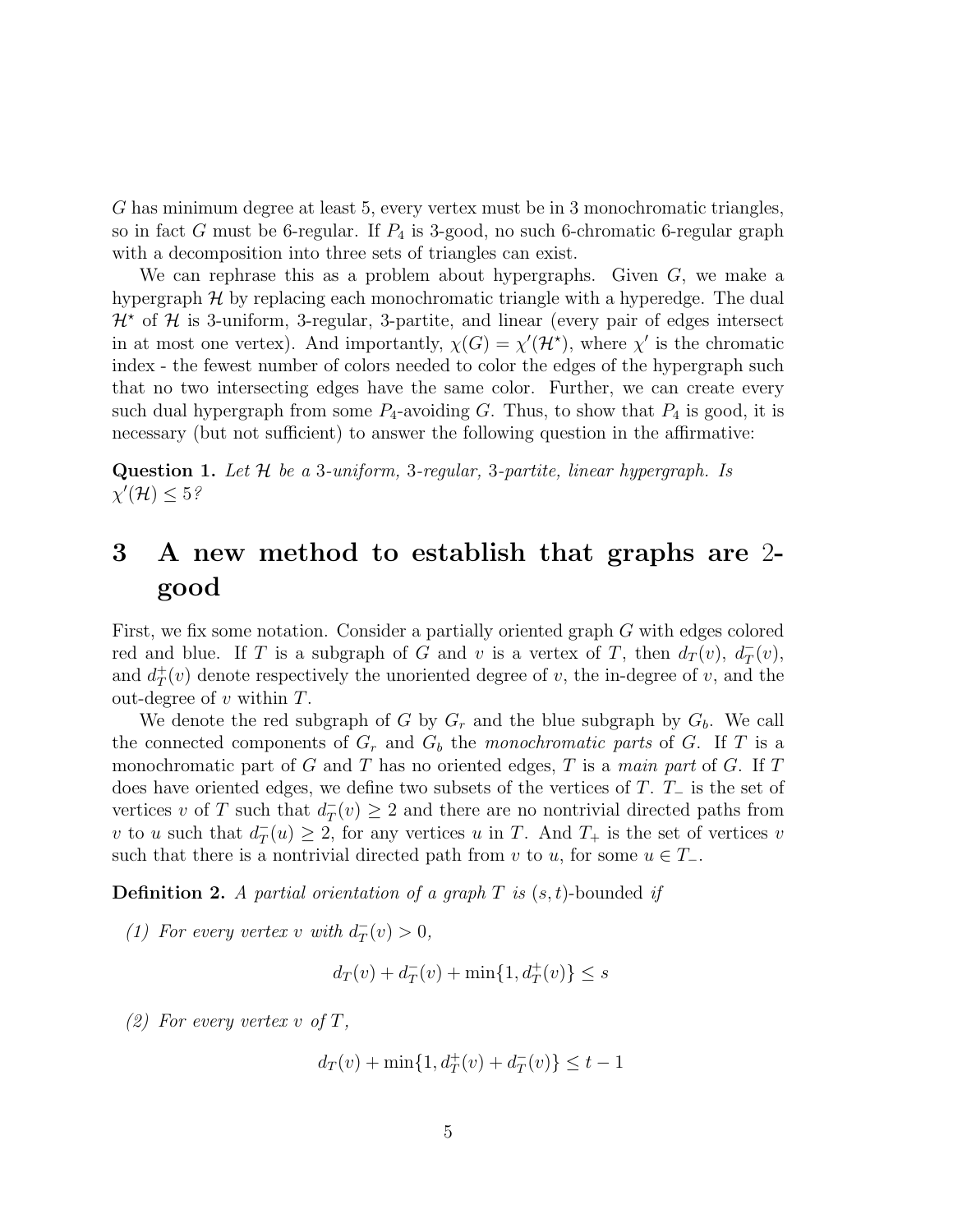$G$ has minimum degree at least 5, every vertex must be in 3 monochromatic triangles, so in fact $G$ must be 6-regular. If $P_4$ is 3-good, no such 6-chromatic 6-regular graph with a decomposition into three sets of triangles can exist.

We can rephrase this as a problem about hypergraphs. Given $G$, we make a hypergraph $\mathcal{H}$ by replacing each monochromatic triangle with a hyperedge. The dual $\mathcal{H}^\star$ of $\mathcal{H}$ is 3-uniform, 3-regular, 3-partite, and linear (every pair of edges intersect in at most one vertex). And importantly, $\chi(G) = \chi'(\mathcal{H}^\star)$, where $\chi'$ is the chromatic index - the fewest number of colors needed to color the edges of the hypergraph such that no two intersecting edges have the same color. Further, we can create every such dual hypergraph from some $P_4$-avoiding $G$. Thus, to show that $P_4$ is good, it is necessary (but not sufficient) to answer the following question in the affirmative:

**Question 1.** *Let $\mathcal{H}$ be a 3-uniform, 3-regular, 3-partite, linear hypergraph. Is $\chi'(\mathcal{H}) \leq 5$?*

# 3 A new method to establish that graphs are 2-good

First, we fix some notation. Consider a partially oriented graph $G$ with edges colored red and blue. If $T$ is a subgraph of $G$ and $v$ is a vertex of $T$, then $d_T(v)$, $d_T^-(v)$, and $d_T^+(v)$ denote respectively the unoriented degree of $v$, the in-degree of $v$, and the out-degree of $v$ within $T$.

We denote the red subgraph of $G$ by $G_r$ and the blue subgraph by $G_b$. We call the connected components of $G_r$ and $G_b$ the *monochromatic parts* of $G$. If $T$ is a monochromatic part of $G$ and $T$ has no oriented edges, $T$ is a *main part* of $G$. If $T$ does have oriented edges, we define two subsets of the vertices of $T$. $T_-$ is the set of vertices $v$ of $T$ such that $d_T^-(v) \geq 2$ and there are no nontrivial directed paths from $v$ to $u$ such that $d_T^-(u) \geq 2$, for any vertices $u$ in $T$. And $T_+$ is the set of vertices $v$ such that there is a nontrivial directed path from $v$ to $u$, for some $u \in T_-$.

**Definition 2.** *A partial orientation of a graph $T$ is $(s,t)$-bounded if*

*(1) For every vertex $v$ with $d_T^-(v) > 0$,*

$$d_T(v) + d_T^-(v) + \min\{1, d_T^+(v)\} \leq s$$

*(2) For every vertex $v$ of $T$,*

$$d_T(v) + \min\{1, d_T^+(v) + d_T^-(v)\} \leq t - 1$$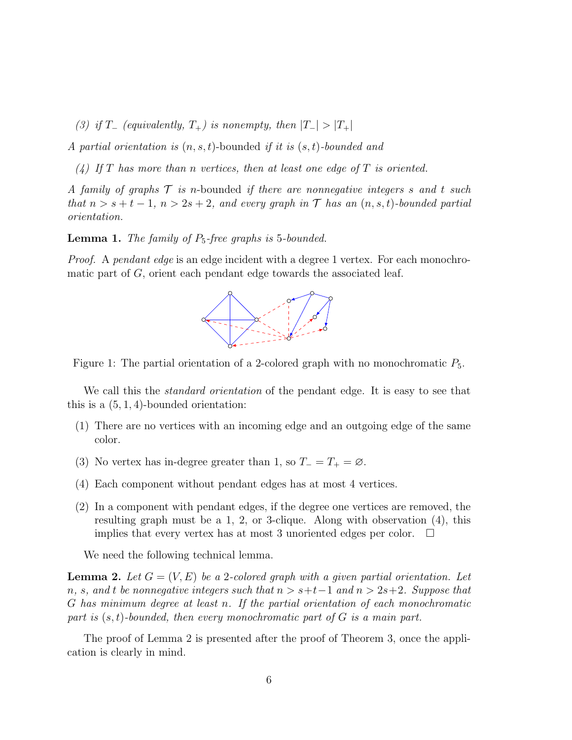*(3) if $T_-$ (equivalently, $T_+$) is nonempty, then $|T_-| > |T_+|$*

*A partial orientation is* $(n, s, t)$-bounded *if it is $(s, t)$-bounded and*

*(4) If $T$ has more than $n$ vertices, then at least one edge of $T$ is oriented.*

*A family of graphs $\mathcal{T}$ is* $n$-bounded *if there are nonnegative integers $s$ and $t$ such that $n > s + t - 1$, $n > 2s + 2$, and every graph in $\mathcal{T}$ has an $(n, s, t)$-bounded partial orientation.*

**Lemma 1.** *The family of $P_5$-free graphs is 5-bounded.*

*Proof.* A *pendant edge* is an edge incident with a degree 1 vertex. For each monochromatic part of $G$, orient each pendant edge towards the associated leaf.

Figure 1: The partial orientation of a 2-colored graph with no monochromatic $P_5$.

We call this the *standard orientation* of the pendant edge. It is easy to see that this is a $(5, 1, 4)$-bounded orientation:

(1) There are no vertices with an incoming edge and an outgoing edge of the same color.

(3) No vertex has in-degree greater than 1, so $T_- = T_+ = \varnothing$.

(4) Each component without pendant edges has at most 4 vertices.

(2) In a component with pendant edges, if the degree one vertices are removed, the resulting graph must be a 1, 2, or 3-clique. Along with observation (4), this implies that every vertex has at most 3 unoriented edges per color. □

We need the following technical lemma.

**Lemma 2.** *Let $G = (V, E)$ be a 2-colored graph with a given partial orientation. Let $n$, $s$, and $t$ be nonnegative integers such that $n > s+t-1$ and $n > 2s+2$. Suppose that $G$ has minimum degree at least $n$. If the partial orientation of each monochromatic part is $(s, t)$-bounded, then every monochromatic part of $G$ is a main part.*

The proof of Lemma 2 is presented after the proof of Theorem 3, once the application is clearly in mind.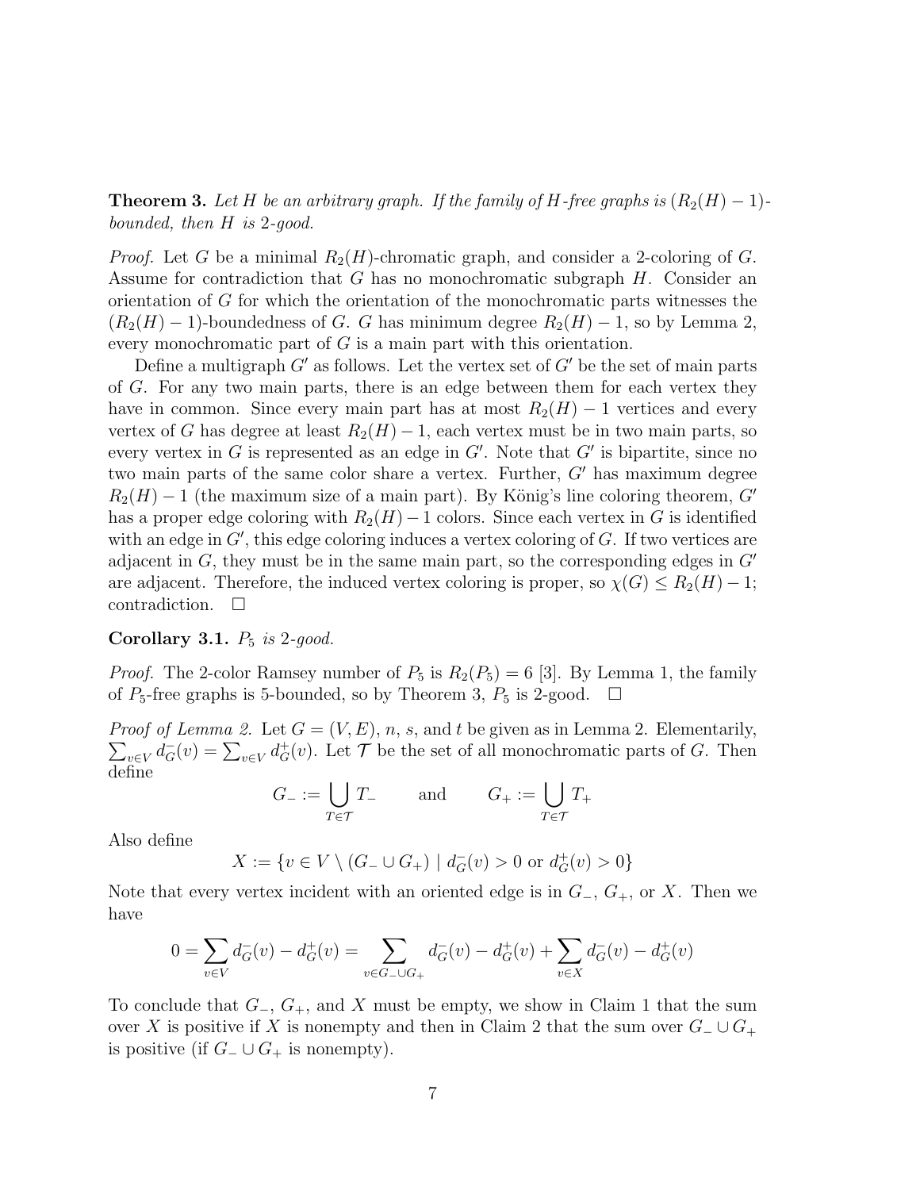**Theorem 3.** *Let $H$ be an arbitrary graph. If the family of $H$-free graphs is $(R_2(H)-1)$-bounded, then $H$ is 2-good.*

*Proof.* Let $G$ be a minimal $R_2(H)$-chromatic graph, and consider a 2-coloring of $G$. Assume for contradiction that $G$ has no monochromatic subgraph $H$. Consider an orientation of $G$ for which the orientation of the monochromatic parts witnesses the $(R_2(H)-1)$-boundedness of $G$. $G$ has minimum degree $R_2(H)-1$, so by Lemma 2, every monochromatic part of $G$ is a main part with this orientation.

Define a multigraph $G'$ as follows. Let the vertex set of $G'$ be the set of main parts of $G$. For any two main parts, there is an edge between them for each vertex they have in common. Since every main part has at most $R_2(H)-1$ vertices and every vertex of $G$ has degree at least $R_2(H)-1$, each vertex must be in two main parts, so every vertex in $G$ is represented as an edge in $G'$. Note that $G'$ is bipartite, since no two main parts of the same color share a vertex. Further, $G'$ has maximum degree $R_2(H)-1$ (the maximum size of a main part). By König's line coloring theorem, $G'$ has a proper edge coloring with $R_2(H)-1$ colors. Since each vertex in $G$ is identified with an edge in $G'$, this edge coloring induces a vertex coloring of $G$. If two vertices are adjacent in $G$, they must be in the same main part, so the corresponding edges in $G'$ are adjacent. Therefore, the induced vertex coloring is proper, so $\chi(G) \leq R_2(H)-1$; contradiction. $\square$

**Corollary 3.1.** *$P_5$ is 2-good.*

*Proof.* The 2-color Ramsey number of $P_5$ is $R_2(P_5) = 6$ [3]. By Lemma 1, the family of $P_5$-free graphs is 5-bounded, so by Theorem 3, $P_5$ is 2-good. $\square$

*Proof of Lemma 2.* Let $G = (V, E)$, $n$, $s$, and $t$ be given as in Lemma 2. Elementarily, $\sum_{v \in V} d_G^-(v) = \sum_{v \in V} d_G^+(v)$. Let $\mathcal{T}$ be the set of all monochromatic parts of $G$. Then define

$$G_- := \bigcup_{T \in \mathcal{T}} T_- \qquad \text{and} \qquad G_+ := \bigcup_{T \in \mathcal{T}} T_+$$

Also define

$$X := \{v \in V \setminus (G_- \cup G_+) \mid d_G^-(v) > 0 \text{ or } d_G^+(v) > 0\}$$

Note that every vertex incident with an oriented edge is in $G_-$, $G_+$, or $X$. Then we have

$$0 = \sum_{v \in V} d_G^-(v) - d_G^+(v) = \sum_{v \in G_- \cup G_+} d_G^-(v) - d_G^+(v) + \sum_{v \in X} d_G^-(v) - d_G^+(v)$$

To conclude that $G_-$, $G_+$, and $X$ must be empty, we show in Claim 1 that the sum over $X$ is positive if $X$ is nonempty and then in Claim 2 that the sum over $G_- \cup G_+$ is positive (if $G_- \cup G_+$ is nonempty).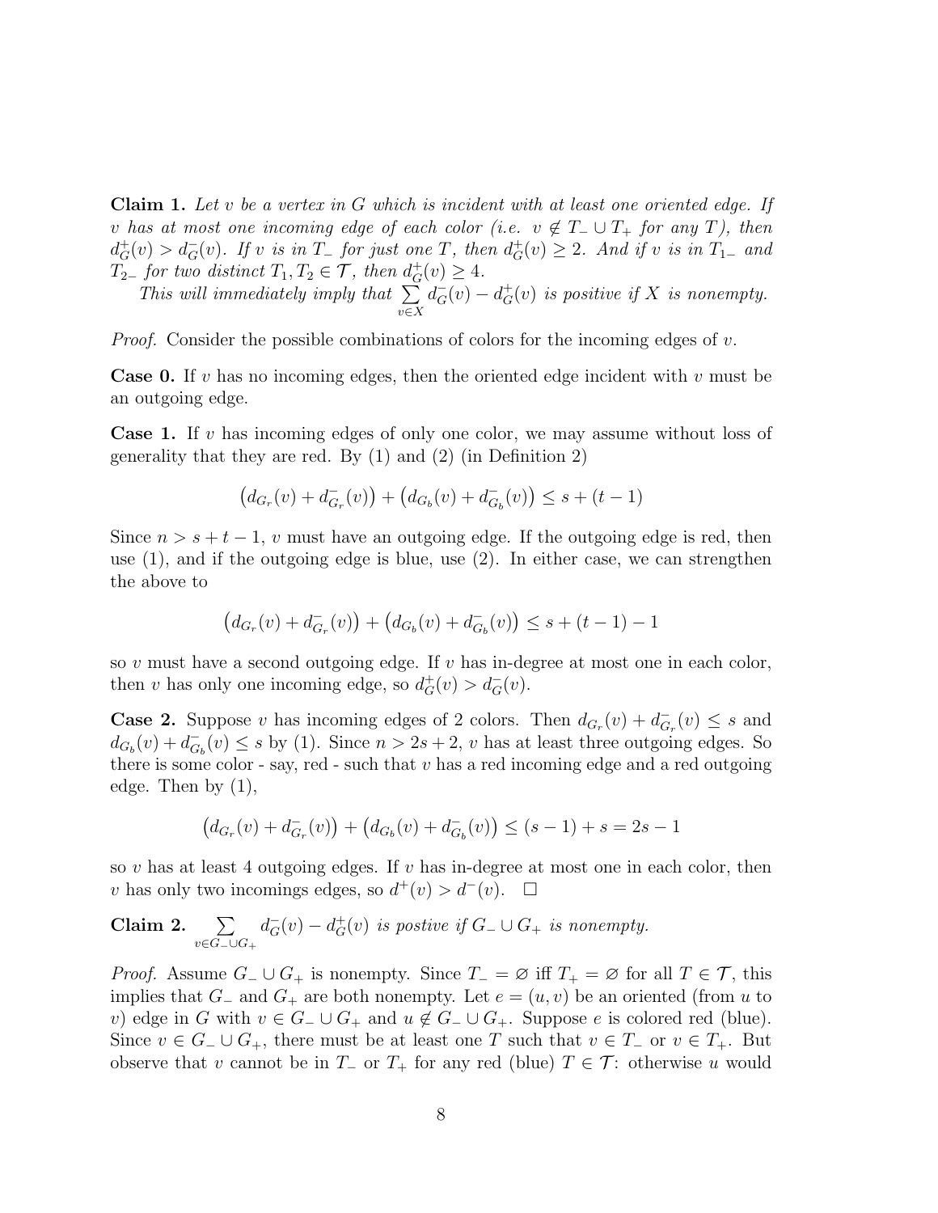**Claim 1.** *Let $v$ be a vertex in $G$ which is incident with at least one oriented edge. If $v$ has at most one incoming edge of each color (i.e. $v \notin T_- \cup T_+$ for any $T$), then $d^+_G(v) > d^-_G(v)$. If $v$ is in $T_-$ for just one $T$, then $d^+_G(v) \geq 2$. And if $v$ is in $T_{1-}$ and $T_{2-}$ for two distinct $T_1, T_2 \in \mathcal{T}$, then $d^+_G(v) \geq 4$.*

*This will immediately imply that $\sum_{v \in X} d^-_G(v) - d^+_G(v)$ is positive if $X$ is nonempty.*

*Proof.* Consider the possible combinations of colors for the incoming edges of $v$.

**Case 0.** If $v$ has no incoming edges, then the oriented edge incident with $v$ must be an outgoing edge.

**Case 1.** If $v$ has incoming edges of only one color, we may assume without loss of generality that they are red. By (1) and (2) (in Definition 2)

$$\left(d_{G_r}(v) + d^-_{G_r}(v)\right) + \left(d_{G_b}(v) + d^-_{G_b}(v)\right) \leq s + (t-1)$$

Since $n > s + t - 1$, $v$ must have an outgoing edge. If the outgoing edge is red, then use (1), and if the outgoing edge is blue, use (2). In either case, we can strengthen the above to

$$\left(d_{G_r}(v) + d^-_{G_r}(v)\right) + \left(d_{G_b}(v) + d^-_{G_b}(v)\right) \leq s + (t-1) - 1$$

so $v$ must have a second outgoing edge. If $v$ has in-degree at most one in each color, then $v$ has only one incoming edge, so $d^+_G(v) > d^-_G(v)$.

**Case 2.** Suppose $v$ has incoming edges of 2 colors. Then $d_{G_r}(v) + d^-_{G_r}(v) \leq s$ and $d_{G_b}(v) + d^-_{G_b}(v) \leq s$ by (1). Since $n > 2s + 2$, $v$ has at least three outgoing edges. So there is some color - say, red - such that $v$ has a red incoming edge and a red outgoing edge. Then by (1),

$$\left(d_{G_r}(v) + d^-_{G_r}(v)\right) + \left(d_{G_b}(v) + d^-_{G_b}(v)\right) \leq (s-1) + s = 2s - 1$$

so $v$ has at least 4 outgoing edges. If $v$ has in-degree at most one in each color, then $v$ has only two incomings edges, so $d^+(v) > d^-(v)$. $\square$

**Claim 2.** $\sum_{v \in G_- \cup G_+} d^-_G(v) - d^+_G(v)$ *is postive if $G_- \cup G_+$ is nonempty.*

*Proof.* Assume $G_- \cup G_+$ is nonempty. Since $T_- = \varnothing$ iff $T_+ = \varnothing$ for all $T \in \mathcal{T}$, this implies that $G_-$ and $G_+$ are both nonempty. Let $e = (u, v)$ be an oriented (from $u$ to $v$) edge in $G$ with $v \in G_- \cup G_+$ and $u \notin G_- \cup G_+$. Suppose $e$ is colored red (blue). Since $v \in G_- \cup G_+$, there must be at least one $T$ such that $v \in T_-$ or $v \in T_+$. But observe that $v$ cannot be in $T_-$ or $T_+$ for any red (blue) $T \in \mathcal{T}$: otherwise $u$ would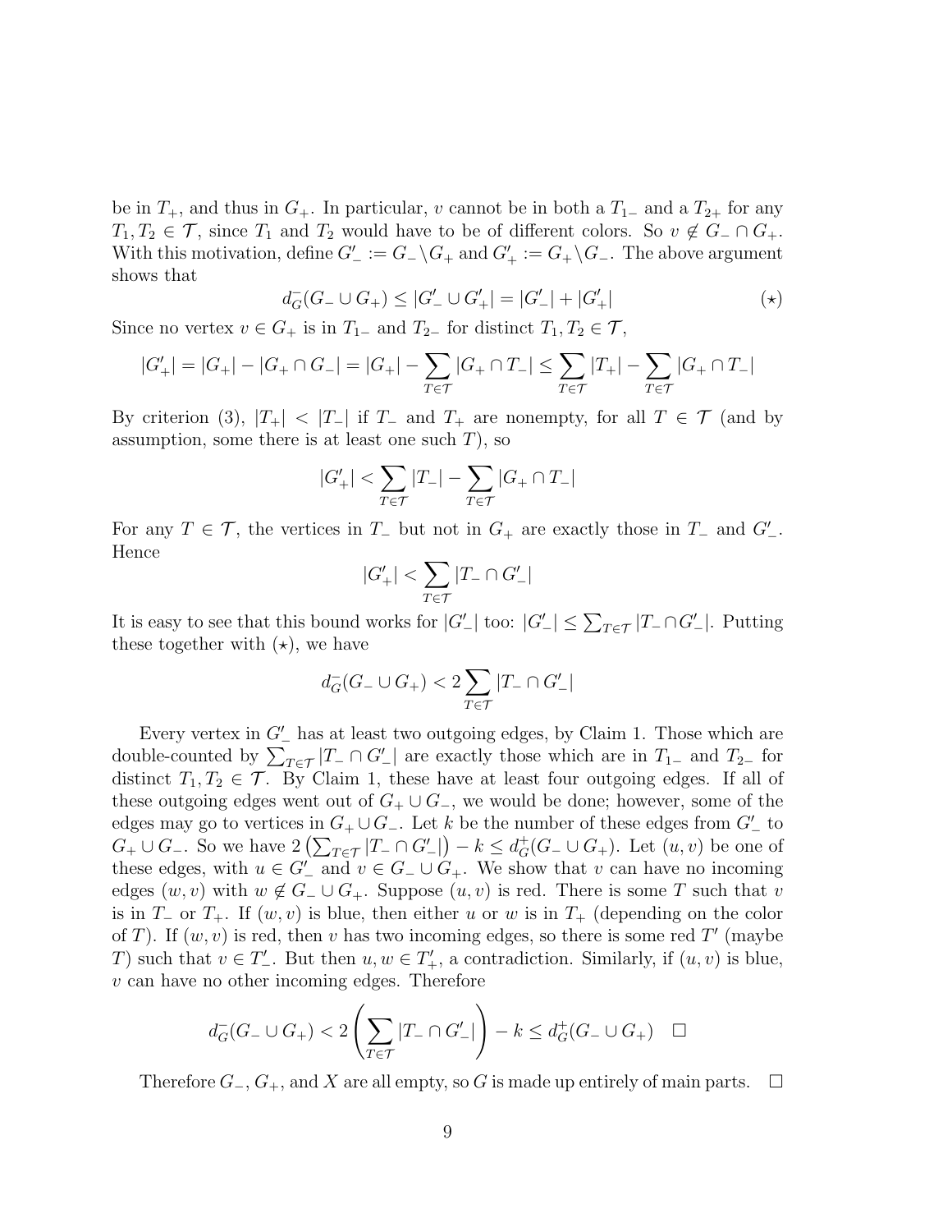be in $T_+$, and thus in $G_+$. In particular, $v$ cannot be in both a $T_{1-}$ and a $T_{2+}$ for any $T_1, T_2 \in \mathcal{T}$, since $T_1$ and $T_2$ would have to be of different colors. So $v \notin G_- \cap G_+$. With this motivation, define $G'_- := G_- \backslash G_+$ and $G'_+ := G_+ \backslash G_-$. The above argument shows that

$$d^-_G(G_- \cup G_+) \leq |G'_- \cup G'_+| = |G'_-| + |G'_+| \tag{$\star$}$$

Since no vertex $v \in G_+$ is in $T_{1-}$ and $T_{2-}$ for distinct $T_1, T_2 \in \mathcal{T}$,

$$|G'_+| = |G_+| - |G_+ \cap G_-| = |G_+| - \sum_{T \in \mathcal{T}} |G_+ \cap T_-| \leq \sum_{T \in \mathcal{T}} |T_+| - \sum_{T \in \mathcal{T}} |G_+ \cap T_-|$$

By criterion (3), $|T_+| < |T_-|$ if $T_-$ and $T_+$ are nonempty, for all $T \in \mathcal{T}$ (and by assumption, some there is at least one such $T$), so

$$|G'_+| < \sum_{T \in \mathcal{T}} |T_-| - \sum_{T \in \mathcal{T}} |G_+ \cap T_-|$$

For any $T \in \mathcal{T}$, the vertices in $T_-$ but not in $G_+$ are exactly those in $T_-$ and $G'_-$. Hence

$$|G'_+| < \sum_{T \in \mathcal{T}} |T_- \cap G'_-|$$

It is easy to see that this bound works for $|G'_-|$ too: $|G'_-| \leq \sum_{T \in \mathcal{T}} |T_- \cap G'_-|$. Putting these together with $(\star)$, we have

$$d^-_G(G_- \cup G_+) < 2 \sum_{T \in \mathcal{T}} |T_- \cap G'_-|$$

Every vertex in $G'_-$ has at least two outgoing edges, by Claim 1. Those which are double-counted by $\sum_{T \in \mathcal{T}} |T_- \cap G'_-|$ are exactly those which are in $T_{1-}$ and $T_{2-}$ for distinct $T_1, T_2 \in \mathcal{T}$. By Claim 1, these have at least four outgoing edges. If all of these outgoing edges went out of $G_+ \cup G_-$, we would be done; however, some of the edges may go to vertices in $G_+ \cup G_-$. Let $k$ be the number of these edges from $G'_-$ to $G_+ \cup G_-$. So we have $2 \left( \sum_{T \in \mathcal{T}} |T_- \cap G'_-| \right) - k \leq d^+_G(G_- \cup G_+)$. Let $(u, v)$ be one of these edges, with $u \in G'_-$ and $v \in G_- \cup G_+$. We show that $v$ can have no incoming edges $(w, v)$ with $w \notin G_- \cup G_+$. Suppose $(u, v)$ is red. There is some $T$ such that $v$ is in $T_-$ or $T_+$. If $(w, v)$ is blue, then either $u$ or $w$ is in $T_+$ (depending on the color of $T$). If $(w, v)$ is red, then $v$ has two incoming edges, so there is some red $T'$ (maybe $T$) such that $v \in T'_-$. But then $u, w \in T'_+$, a contradiction. Similarly, if $(u, v)$ is blue, $v$ can have no other incoming edges. Therefore

$$d^-_G(G_- \cup G_+) < 2 \left( \sum_{T \in \mathcal{T}} |T_- \cap G'_-| \right) - k \leq d^+_G(G_- \cup G_+) \quad \square$$

Therefore $G_-$, $G_+$, and $X$ are all empty, so $G$ is made up entirely of main parts. $\square$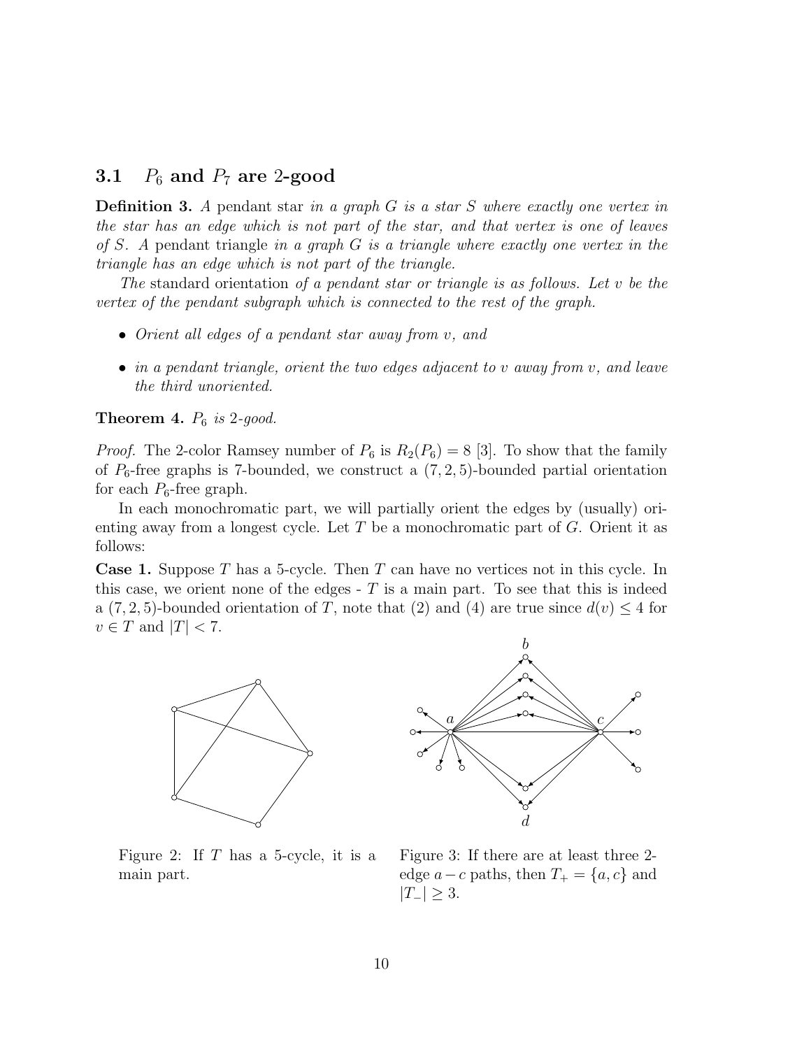### 3.1 $P_6$ and $P_7$ are 2-good

**Definition 3.** *A* pendant star *in a graph $G$ is a star $S$ where exactly one vertex in the star has an edge which is not part of the star, and that vertex is one of leaves of $S$. A* pendant triangle *in a graph $G$ is a triangle where exactly one vertex in the triangle has an edge which is not part of the triangle.*

*The* standard orientation *of a pendant star or triangle is as follows. Let $v$ be the vertex of the pendant subgraph which is connected to the rest of the graph.*

- *Orient all edges of a pendant star away from $v$, and*
- *in a pendant triangle, orient the two edges adjacent to $v$ away from $v$, and leave the third unoriented.*

**Theorem 4.** *$P_6$ is 2-good.*

*Proof.* The 2-color Ramsey number of $P_6$ is $R_2(P_6) = 8$ [3]. To show that the family of $P_6$-free graphs is 7-bounded, we construct a $(7, 2, 5)$-bounded partial orientation for each $P_6$-free graph.

In each monochromatic part, we will partially orient the edges by (usually) orienting away from a longest cycle. Let $T$ be a monochromatic part of $G$. Orient it as follows:

**Case 1.** Suppose $T$ has a 5-cycle. Then $T$ can have no vertices not in this cycle. In this case, we orient none of the edges - $T$ is a main part. To see that this is indeed a $(7, 2, 5)$-bounded orientation of $T$, note that (2) and (4) are true since $d(v) \leq 4$ for $v \in T$ and $|T| < 7$.

Figure 2: If $T$ has a 5-cycle, it is a main part.

Figure 3: If there are at least three 2-edge $a - c$ paths, then $T_+ = \{a, c\}$ and $|T_-| \geq 3$.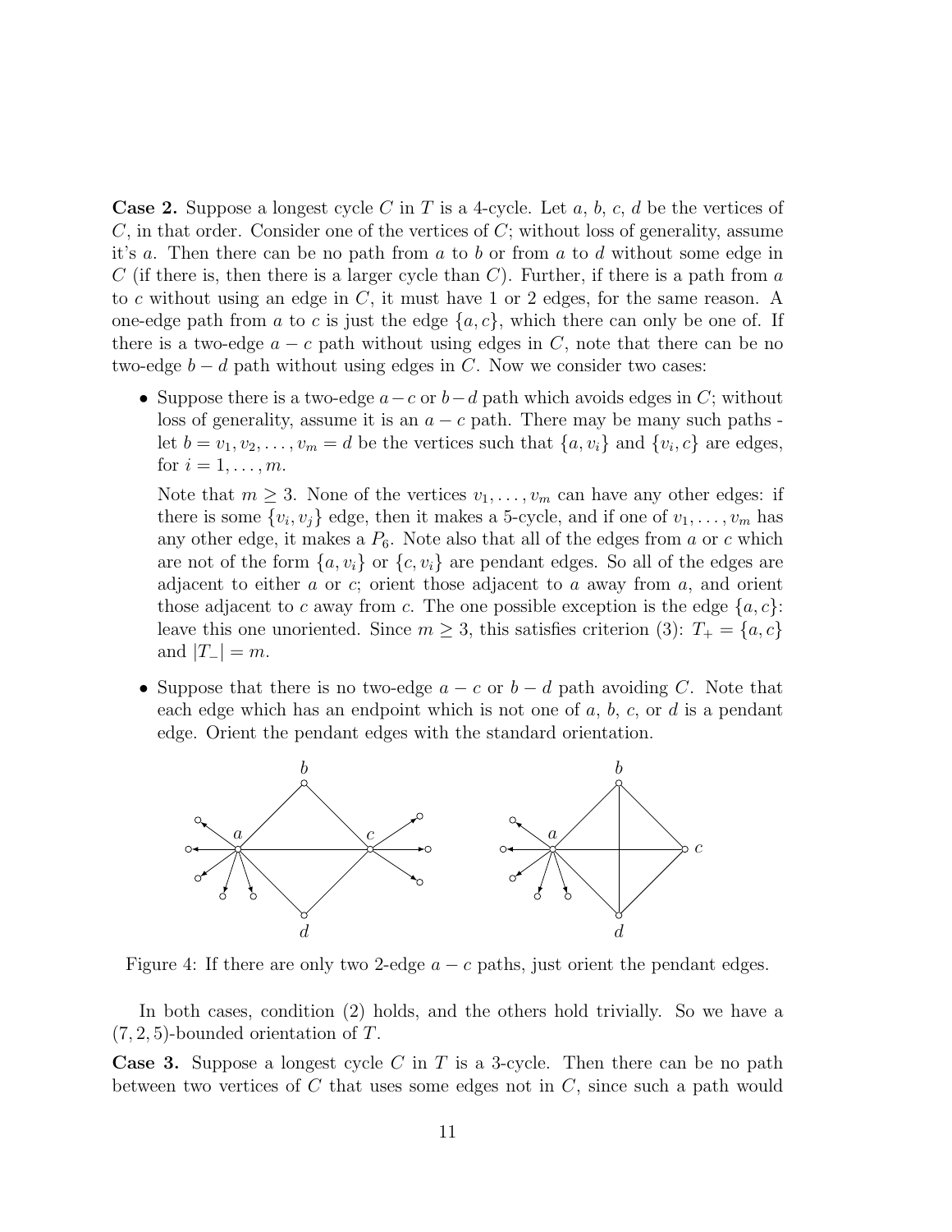**Case 2.** Suppose a longest cycle $C$ in $T$ is a 4-cycle. Let $a$, $b$, $c$, $d$ be the vertices of $C$, in that order. Consider one of the vertices of $C$; without loss of generality, assume it's $a$. Then there can be no path from $a$ to $b$ or from $a$ to $d$ without some edge in $C$ (if there is, then there is a larger cycle than $C$). Further, if there is a path from $a$ to $c$ without using an edge in $C$, it must have 1 or 2 edges, for the same reason. A one-edge path from $a$ to $c$ is just the edge $\{a, c\}$, which there can only be one of. If there is a two-edge $a - c$ path without using edges in $C$, note that there can be no two-edge $b - d$ path without using edges in $C$. Now we consider two cases:

- Suppose there is a two-edge $a - c$ or $b - d$ path which avoids edges in $C$; without loss of generality, assume it is an $a - c$ path. There may be many such paths - let $b = v_1, v_2, \ldots, v_m = d$ be the vertices such that $\{a, v_i\}$ and $\{v_i, c\}$ are edges, for $i = 1, \ldots, m$.

  Note that $m \geq 3$. None of the vertices $v_1, \ldots, v_m$ can have any other edges: if there is some $\{v_i, v_j\}$ edge, then it makes a 5-cycle, and if one of $v_1, \ldots, v_m$ has any other edge, it makes a $P_6$. Note also that all of the edges from $a$ or $c$ which are not of the form $\{a, v_i\}$ or $\{c, v_i\}$ are pendant edges. So all of the edges are adjacent to either $a$ or $c$; orient those adjacent to $a$ away from $a$, and orient those adjacent to $c$ away from $c$. The one possible exception is the edge $\{a, c\}$: leave this one unoriented. Since $m \geq 3$, this satisfies criterion (3): $T_+ = \{a, c\}$ and $|T_-| = m$.

- Suppose that there is no two-edge $a - c$ or $b - d$ path avoiding $C$. Note that each edge which has an endpoint which is not one of $a$, $b$, $c$, or $d$ is a pendant edge. Orient the pendant edges with the standard orientation.

Figure 4: If there are only two 2-edge $a - c$ paths, just orient the pendant edges.

In both cases, condition (2) holds, and the others hold trivially. So we have a $(7, 2, 5)$-bounded orientation of $T$.

**Case 3.** Suppose a longest cycle $C$ in $T$ is a 3-cycle. Then there can be no path between two vertices of $C$ that uses some edges not in $C$, since such a path would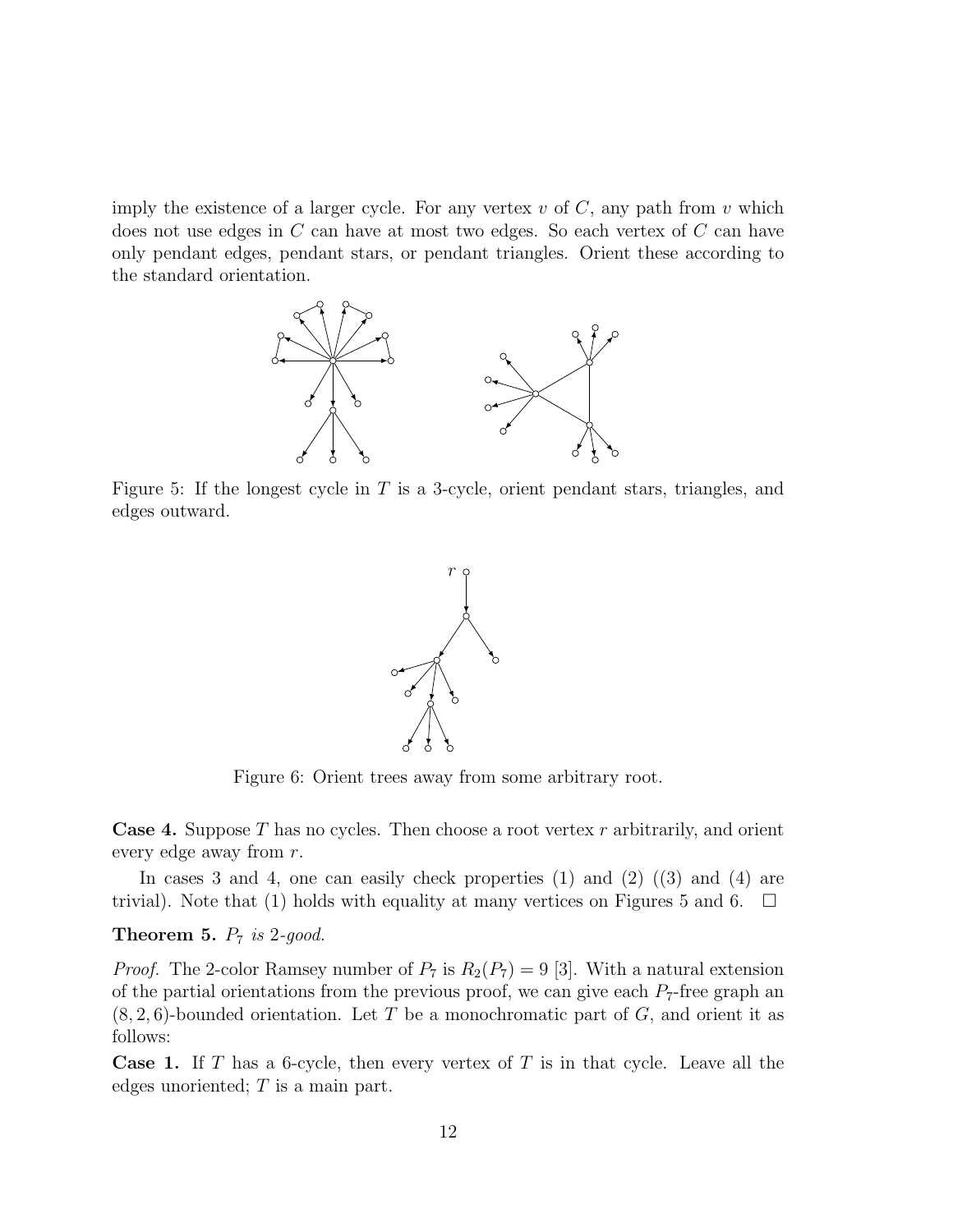imply the existence of a larger cycle. For any vertex $v$ of $C$, any path from $v$ which does not use edges in $C$ can have at most two edges. So each vertex of $C$ can have only pendant edges, pendant stars, or pendant triangles. Orient these according to the standard orientation.

Figure 5: If the longest cycle in $T$ is a 3-cycle, orient pendant stars, triangles, and edges outward.

Figure 6: Orient trees away from some arbitrary root.

**Case 4.** Suppose $T$ has no cycles. Then choose a root vertex $r$ arbitrarily, and orient every edge away from $r$.

In cases 3 and 4, one can easily check properties (1) and (2) ((3) and (4) are trivial). Note that (1) holds with equality at many vertices on Figures 5 and 6. □

**Theorem 5.** *$P_7$ is 2-good.*

*Proof.* The 2-color Ramsey number of $P_7$ is $R_2(P_7) = 9$ [3]. With a natural extension of the partial orientations from the previous proof, we can give each $P_7$-free graph an $(8, 2, 6)$-bounded orientation. Let $T$ be a monochromatic part of $G$, and orient it as follows:

**Case 1.** If $T$ has a 6-cycle, then every vertex of $T$ is in that cycle. Leave all the edges unoriented; $T$ is a main part.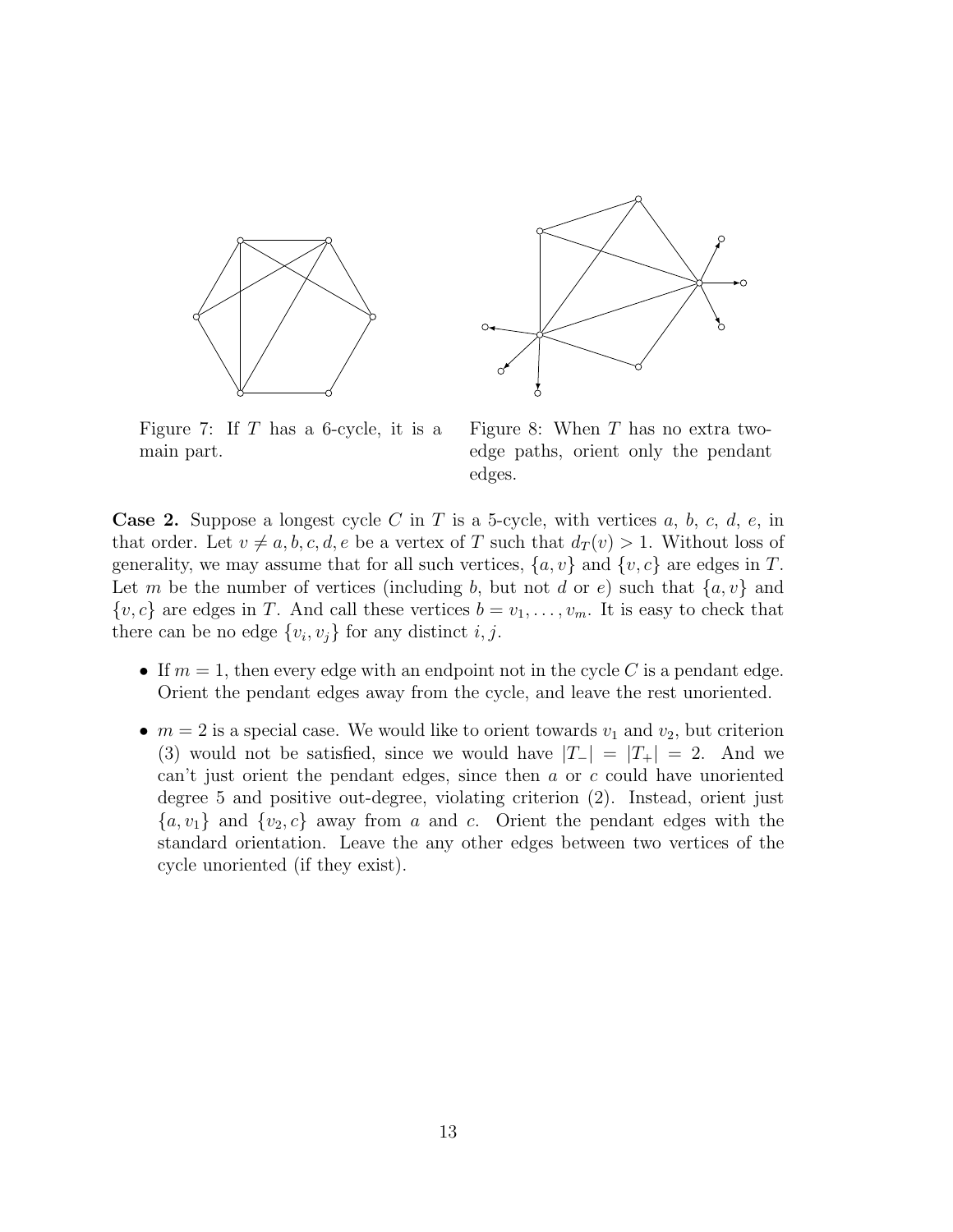Figure 7: If $T$ has a 6-cycle, it is a main part.

Figure 8: When $T$ has no extra two-edge paths, orient only the pendant edges.

**Case 2.** Suppose a longest cycle $C$ in $T$ is a 5-cycle, with vertices $a$, $b$, $c$, $d$, $e$, in that order. Let $v \neq a, b, c, d, e$ be a vertex of $T$ such that $d_T(v) > 1$. Without loss of generality, we may assume that for all such vertices, $\{a, v\}$ and $\{v, c\}$ are edges in $T$. Let $m$ be the number of vertices (including $b$, but not $d$ or $e$) such that $\{a, v\}$ and $\{v, c\}$ are edges in $T$. And call these vertices $b = v_1, \ldots, v_m$. It is easy to check that there can be no edge $\{v_i, v_j\}$ for any distinct $i, j$.

- If $m = 1$, then every edge with an endpoint not in the cycle $C$ is a pendant edge. Orient the pendant edges away from the cycle, and leave the rest unoriented.
- $m = 2$ is a special case. We would like to orient towards $v_1$ and $v_2$, but criterion (3) would not be satisfied, since we would have $|T_-| = |T_+| = 2$. And we can't just orient the pendant edges, since then $a$ or $c$ could have unoriented degree 5 and positive out-degree, violating criterion (2). Instead, orient just $\{a, v_1\}$ and $\{v_2, c\}$ away from $a$ and $c$. Orient the pendant edges with the standard orientation. Leave the any other edges between two vertices of the cycle unoriented (if they exist).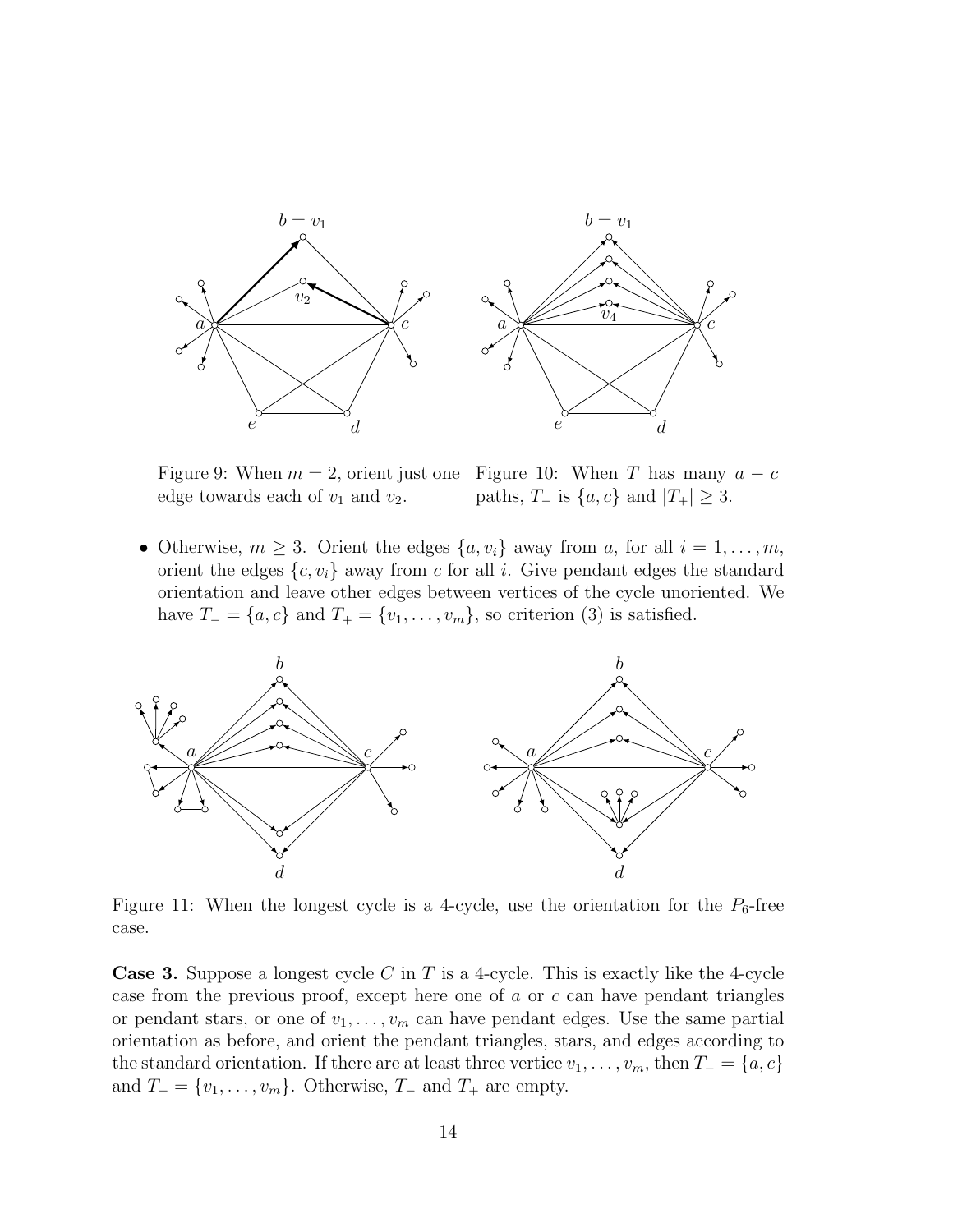Figure 9: When $m = 2$, orient just one edge towards each of $v_1$ and $v_2$.

Figure 10: When $T$ has many $a - c$ paths, $T_-$ is $\{a, c\}$ and $|T_+| \geq 3$.

- Otherwise, $m \geq 3$. Orient the edges $\{a, v_i\}$ away from $a$, for all $i = 1, \ldots, m$, orient the edges $\{c, v_i\}$ away from $c$ for all $i$. Give pendant edges the standard orientation and leave other edges between vertices of the cycle unoriented. We have $T_- = \{a, c\}$ and $T_+ = \{v_1, \ldots, v_m\}$, so criterion (3) is satisfied.

Figure 11: When the longest cycle is a 4-cycle, use the orientation for the $P_6$-free case.

**Case 3.** Suppose a longest cycle $C$ in $T$ is a 4-cycle. This is exactly like the 4-cycle case from the previous proof, except here one of $a$ or $c$ can have pendant triangles or pendant stars, or one of $v_1, \ldots, v_m$ can have pendant edges. Use the same partial orientation as before, and orient the pendant triangles, stars, and edges according to the standard orientation. If there are at least three vertice $v_1, \ldots, v_m$, then $T_- = \{a, c\}$ and $T_+ = \{v_1, \ldots, v_m\}$. Otherwise, $T_-$ and $T_+$ are empty.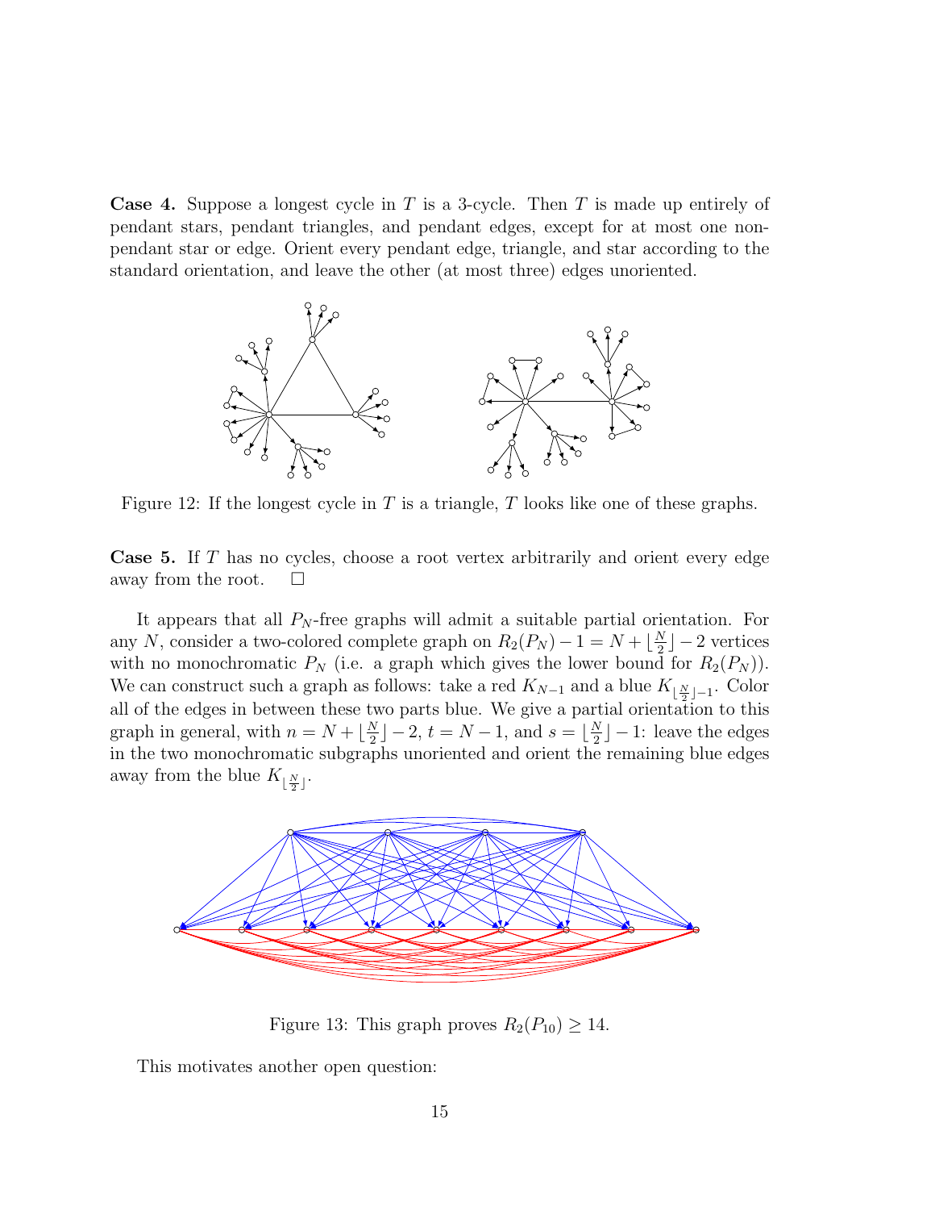**Case 4.** Suppose a longest cycle in $T$ is a 3-cycle. Then $T$ is made up entirely of pendant stars, pendant triangles, and pendant edges, except for at most one non-pendant star or edge. Orient every pendant edge, triangle, and star according to the standard orientation, and leave the other (at most three) edges unoriented.

Figure 12: If the longest cycle in $T$ is a triangle, $T$ looks like one of these graphs.

**Case 5.** If $T$ has no cycles, choose a root vertex arbitrarily and orient every edge away from the root. $\square$

It appears that all $P_N$-free graphs will admit a suitable partial orientation. For any $N$, consider a two-colored complete graph on $R_2(P_N) - 1 = N + \lfloor \frac{N}{2} \rfloor - 2$ vertices with no monochromatic $P_N$ (i.e. a graph which gives the lower bound for $R_2(P_N)$). We can construct such a graph as follows: take a red $K_{N-1}$ and a blue $K_{\lfloor \frac{N}{2} \rfloor - 1}$. Color all of the edges in between these two parts blue. We give a partial orientation to this graph in general, with $n = N + \lfloor \frac{N}{2} \rfloor - 2$, $t = N - 1$, and $s = \lfloor \frac{N}{2} \rfloor - 1$: leave the edges in the two monochromatic subgraphs unoriented and orient the remaining blue edges away from the blue $K_{\lfloor \frac{N}{2} \rfloor}$.

Figure 13: This graph proves $R_2(P_{10}) \geq 14$.

This motivates another open question: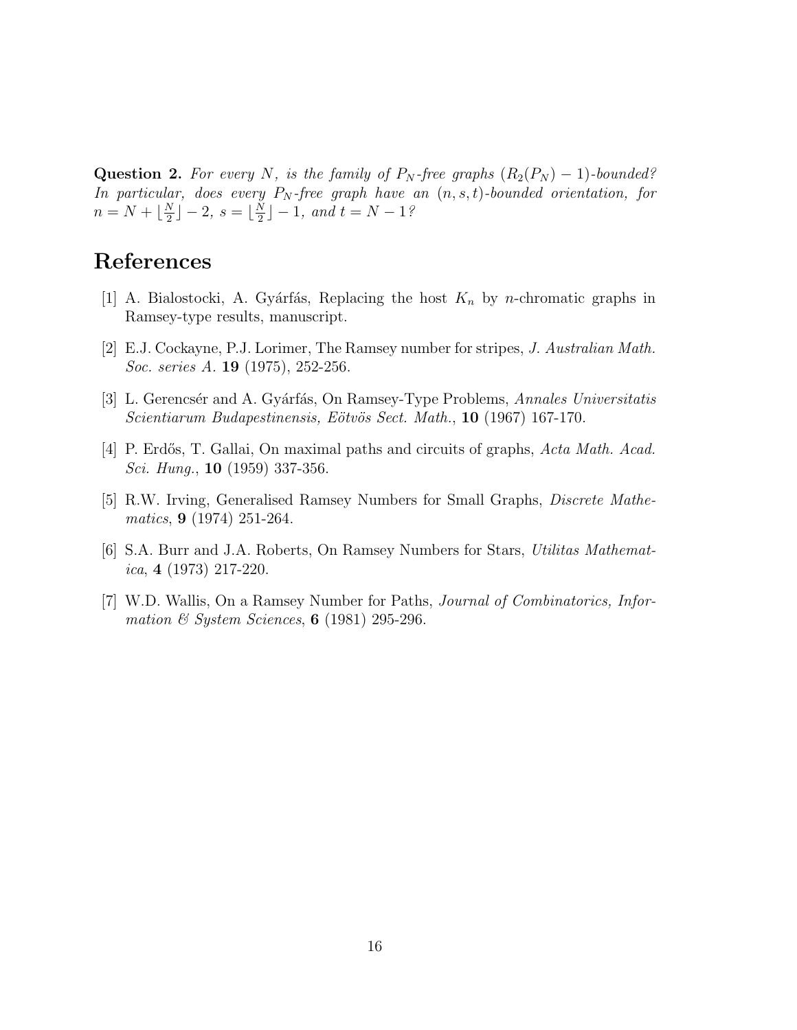**Question 2.** *For every $N$, is the family of $P_N$-free graphs $(R_2(P_N)-1)$-bounded? In particular, does every $P_N$-free graph have an $(n,s,t)$-bounded orientation, for $n = N + \lfloor \frac{N}{2} \rfloor - 2$, $s = \lfloor \frac{N}{2} \rfloor - 1$, and $t = N - 1$?*

## References

[1] A. Bialostocki, A. Gyárfás, Replacing the host $K_n$ by $n$-chromatic graphs in Ramsey-type results, manuscript.

[2] E.J. Cockayne, P.J. Lorimer, The Ramsey number for stripes, *J. Australian Math. Soc. series A.* **19** (1975), 252-256.

[3] L. Gerencsér and A. Gyárfás, On Ramsey-Type Problems, *Annales Universitatis Scientiarum Budapestinensis, Eötvös Sect. Math.*, **10** (1967) 167-170.

[4] P. Erdős, T. Gallai, On maximal paths and circuits of graphs, *Acta Math. Acad. Sci. Hung.*, **10** (1959) 337-356.

[5] R.W. Irving, Generalised Ramsey Numbers for Small Graphs, *Discrete Mathematics*, **9** (1974) 251-264.

[6] S.A. Burr and J.A. Roberts, On Ramsey Numbers for Stars, *Utilitas Mathematica*, **4** (1973) 217-220.

[7] W.D. Wallis, On a Ramsey Number for Paths, *Journal of Combinatorics, Information & System Sciences*, **6** (1981) 295-296.